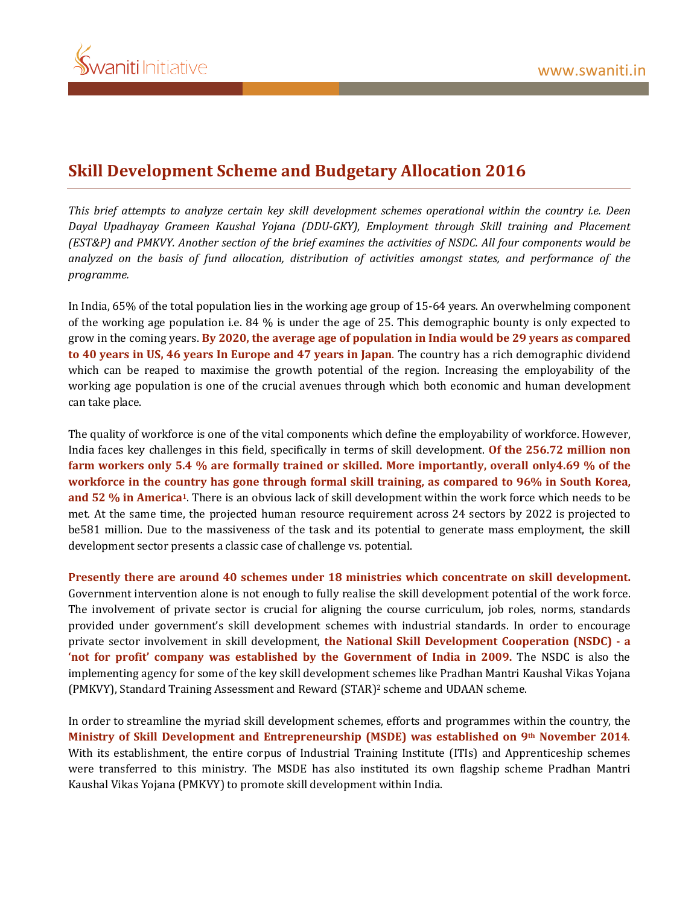# Skill Development Scheme and Budgetary Allocation 2016

*This brief attempts to analyze certain key skill development schemes operational within the country i.e. Deen Dayal Upadhayay Grameen Kaushal Yojana (DDU-GKY), Employment through Skill training and Placement (EST&P) and PMKVY. Another section of the brief examines the activities of NSDC. All four components would be analyzed on the basis of fund allocation, distribution of activities amongst states, and performance of the programme.*

In India, 65% of the total population lies in the working age group of 15-64 years. An overwhelming component of the working age population i.e. 84 % is under the age of 25. This demographic bounty is only expected to grow in the coming years. **By 2020, the average age of population in India would be 29 years as compared to 40 years in US, 46 years In Europe and 47 years in Japan**. The country has a rich demographic dividend which can be reaped to maximise the growth potential of the region. Increasing the employability of the working age population is one of the crucial avenues through which both economic and human development can take place.

The quality of workforce is one of the vital components which define the employability of workforce. However, India faces key challenges in this field, specifically in terms of skill development. **Of the 256.72 million non farm workers only 5.4 % are formally trained or skilled. More importantly, overall only4.69 % of the workforce in the country has gone through formal skill training, as compared to 96% in South Korea, and 52 % in America[1]**. There is an obvious lack of skill development within the work force which needs to be met. At the same time, the projected human resource requirement across 24 sectors by 2022 is projected to be581 million. Due to the massiveness of the task and its potential to generate mass employment, the skill development sector presents a classic case of challenge vs. potential.

**Presently there are around 40 schemes under 18 ministries which concentrate on skill development.** Government intervention alone is not enough to fully realise the skill development potential of the work force. The involvement of private sector is crucial for aligning the course curriculum, job roles, norms, standards provided under government's skill development schemes with industrial standards. In order to encourage private sector involvement in skill development, **the National Skill Development Cooperation (NSDC) - a 'not for profit' company was established by the Government of India in 2009.** The NSDC is also the implementing agency for some of the key skill development schemes like Pradhan Mantri Kaushal Vikas Yojana (PMKVY), Standard Training Assessment and Reward (STAR)[2] scheme and UDAAN scheme.

In order to streamline the myriad skill development schemes, efforts and programmes within the country, the **Ministry of Skill Development and Entrepreneurship (MSDE) was established on 9th November 2014**. With its establishment, the entire corpus of Industrial Training Institute (ITIs) and Apprenticeship schemes were transferred to this ministry. The MSDE has also instituted its own flagship scheme Pradhan Mantri Kaushal Vikas Yojana (PMKVY) to promote skill development within India.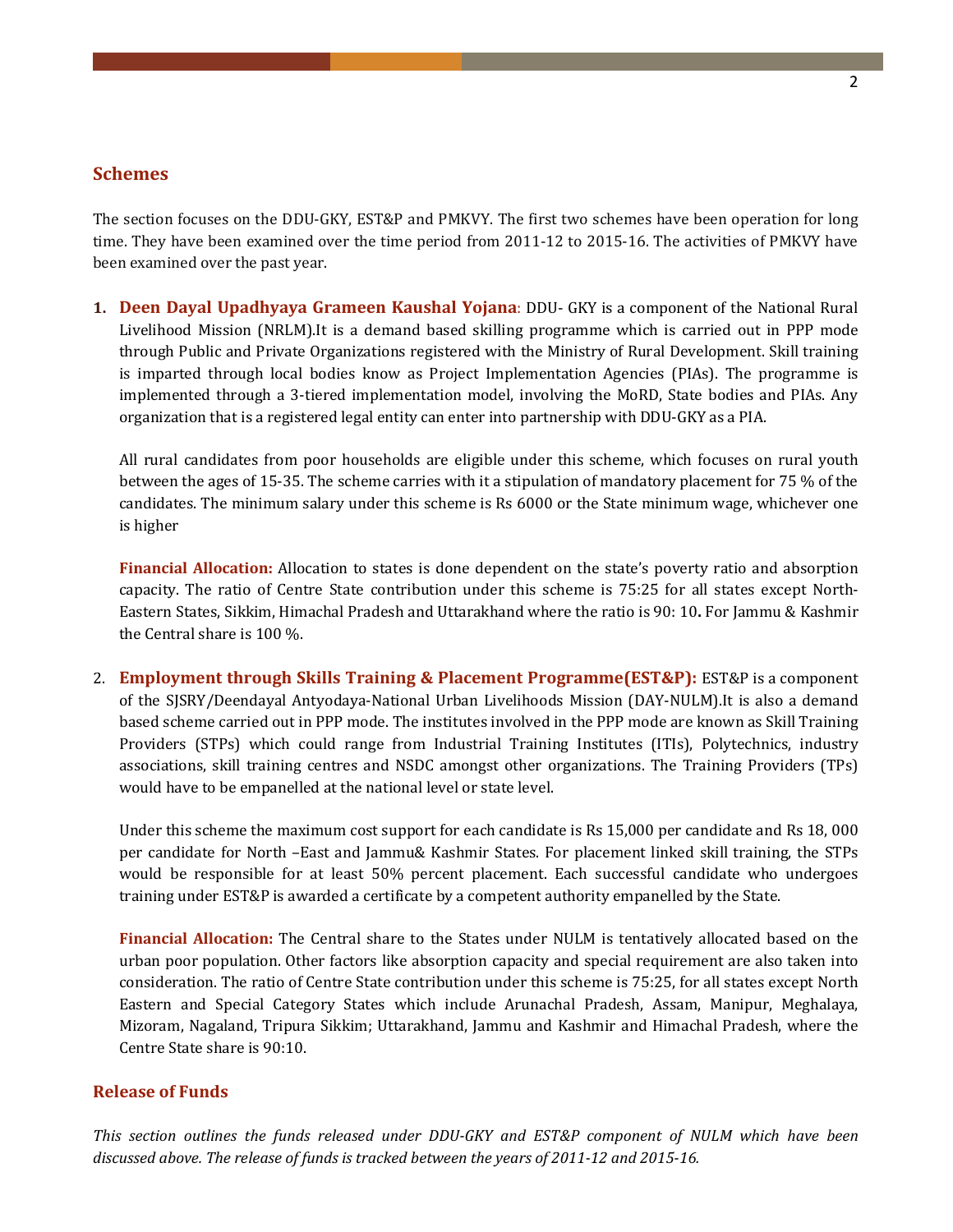## Schemes

The section focuses on the DDU-GKY, EST&P and PMKVY. The first two schemes have been operation for long time. They have been examined over the time period from 2011-12 to 2015-16. The activities of PMKVY have been examined over the past year.

1. **Deen Dayal Upadhyaya Grameen Kaushal Yojana**: DDU- GKY is a component of the National Rural Livelihood Mission (NRLM).It is a demand based skilling programme which is carried out in PPP mode through Public and Private Organizations registered with the Ministry of Rural Development. Skill training is imparted through local bodies know as Project Implementation Agencies (PIAs). The programme is implemented through a 3-tiered implementation model, involving the MoRD, State bodies and PIAs. Any organization that is a registered legal entity can enter into partnership with DDU-GKY as a PIA.

   All rural candidates from poor households are eligible under this scheme, which focuses on rural youth between the ages of 15-35. The scheme carries with it a stipulation of mandatory placement for 75 % of the candidates. The minimum salary under this scheme is Rs 6000 or the State minimum wage, whichever one is higher

   **Financial Allocation:** Allocation to states is done dependent on the state's poverty ratio and absorption capacity. The ratio of Centre State contribution under this scheme is 75:25 for all states except North-Eastern States, Sikkim, Himachal Pradesh and Uttarakhand where the ratio is 90: 10**.** For Jammu & Kashmir the Central share is 100 %.

2. **Employment through Skills Training & Placement Programme(EST&P):** EST&P is a component of the SJSRY/Deendayal Antyodaya-National Urban Livelihoods Mission (DAY-NULM).It is also a demand based scheme carried out in PPP mode. The institutes involved in the PPP mode are known as Skill Training Providers (STPs) which could range from Industrial Training Institutes (ITIs), Polytechnics, industry associations, skill training centres and NSDC amongst other organizations. The Training Providers (TPs) would have to be empanelled at the national level or state level.

   Under this scheme the maximum cost support for each candidate is Rs 15,000 per candidate and Rs 18, 000 per candidate for North –East and Jammu& Kashmir States. For placement linked skill training, the STPs would be responsible for at least 50% percent placement. Each successful candidate who undergoes training under EST&P is awarded a certificate by a competent authority empanelled by the State.

   **Financial Allocation:** The Central share to the States under NULM is tentatively allocated based on the urban poor population. Other factors like absorption capacity and special requirement are also taken into consideration. The ratio of Centre State contribution under this scheme is 75:25, for all states except North Eastern and Special Category States which include Arunachal Pradesh, Assam, Manipur, Meghalaya, Mizoram, Nagaland, Tripura Sikkim; Uttarakhand, Jammu and Kashmir and Himachal Pradesh, where the Centre State share is 90:10.

## Release of Funds

*This section outlines the funds released under DDU-GKY and EST&P component of NULM which have been discussed above. The release of funds is tracked between the years of 2011-12 and 2015-16.*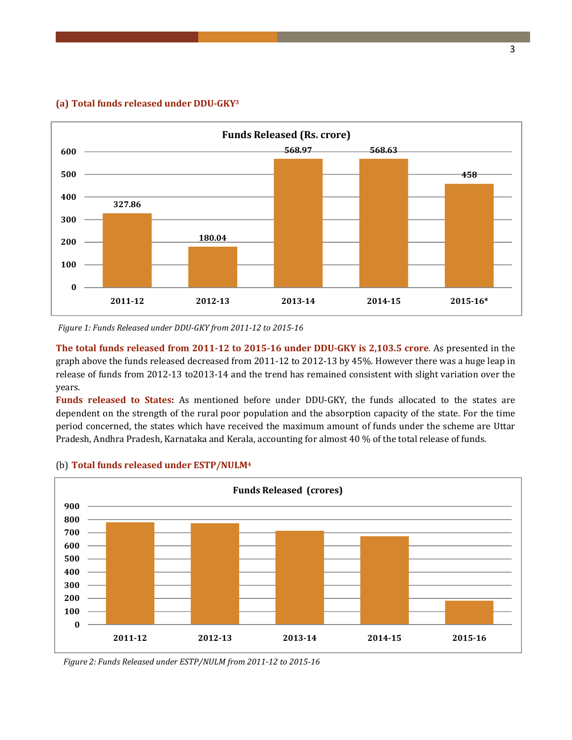### (a) Total funds released under DDU-GKY[3]

**Funds Released (Rs. crore)**

| Year | Funds Released (Rs. crore) |
|---|---|
| 2011-12 | 327.86 |
| 2012-13 | 180.04 |
| 2013-14 | 568.97 |
| 2014-15 | 568.63 |
| 2015-16* | 458 |

*Figure 1: Funds Released under DDU-GKY from 2011-12 to 2015-16*

**The total funds released from 2011-12 to 2015-16 under DDU-GKY is 2,103.5 crore**. As presented in the graph above the funds released decreased from 2011-12 to 2012-13 by 45%. However there was a huge leap in release of funds from 2012-13 to2013-14 and the trend has remained consistent with slight variation over the years.

**Funds released to States:** As mentioned before under DDU-GKY, the funds allocated to the states are dependent on the strength of the rural poor population and the absorption capacity of the state. For the time period concerned, the states which have received the maximum amount of funds under the scheme are Uttar Pradesh, Andhra Pradesh, Karnataka and Kerala, accounting for almost 40 % of the total release of funds.

### (b) Total funds released under ESTP/NULM[4]

**Funds Released (crores)**

*Figure 2: Funds Released under ESTP/NULM from 2011-12 to 2015-16*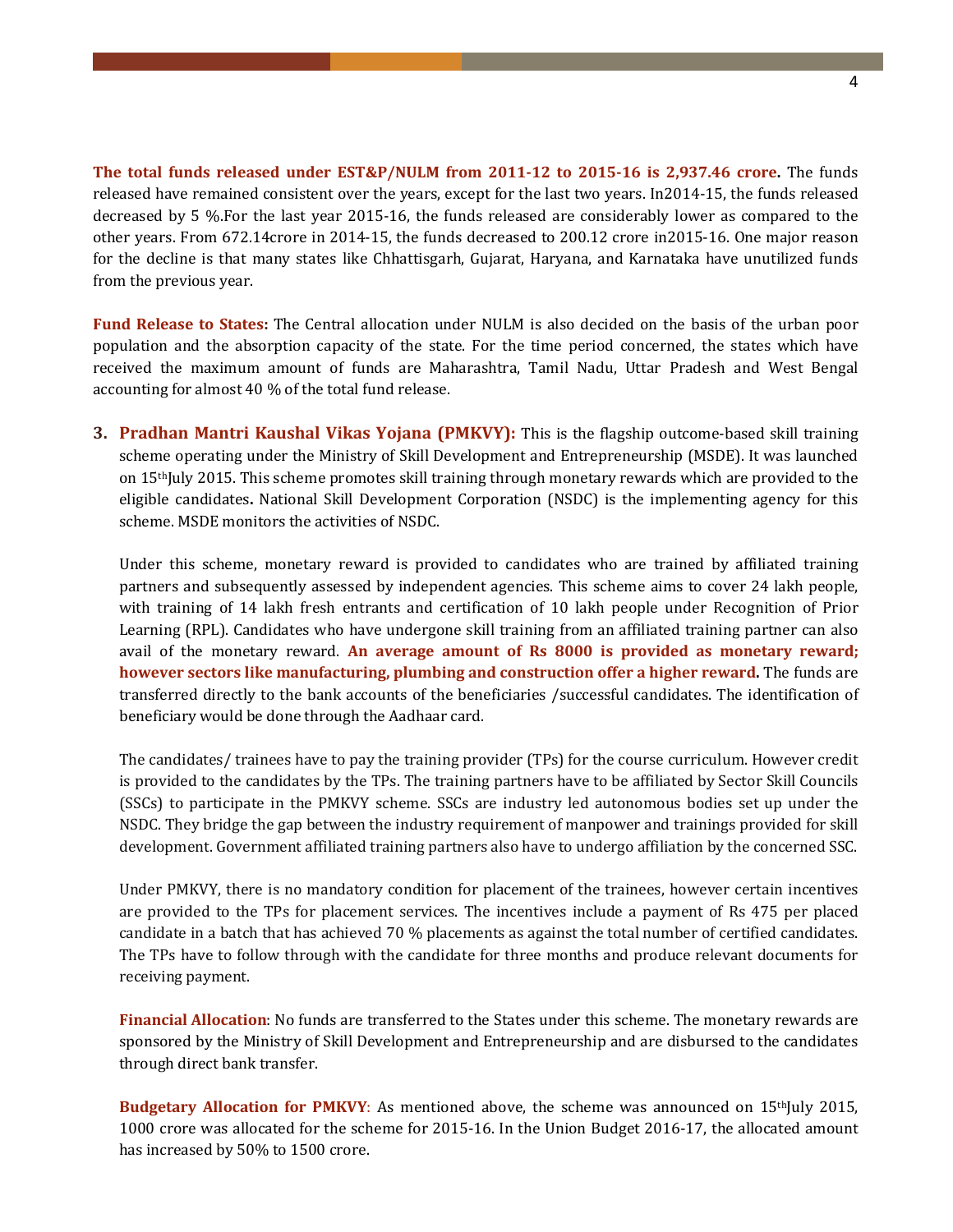**The total funds released under EST&P/NULM from 2011-12 to 2015-16 is 2,937.46 crore.** The funds released have remained consistent over the years, except for the last two years. In2014-15, the funds released decreased by 5 %.For the last year 2015-16, the funds released are considerably lower as compared to the other years. From 672.14crore in 2014-15, the funds decreased to 200.12 crore in2015-16. One major reason for the decline is that many states like Chhattisgarh, Gujarat, Haryana, and Karnataka have unutilized funds from the previous year.

**Fund Release to States:** The Central allocation under NULM is also decided on the basis of the urban poor population and the absorption capacity of the state. For the time period concerned, the states which have received the maximum amount of funds are Maharashtra, Tamil Nadu, Uttar Pradesh and West Bengal accounting for almost 40 % of the total fund release.

3. **Pradhan Mantri Kaushal Vikas Yojana (PMKVY):** This is the flagship outcome-based skill training scheme operating under the Ministry of Skill Development and Entrepreneurship (MSDE). It was launched on 15thJuly 2015. This scheme promotes skill training through monetary rewards which are provided to the eligible candidates**.** National Skill Development Corporation (NSDC) is the implementing agency for this scheme. MSDE monitors the activities of NSDC.

   Under this scheme, monetary reward is provided to candidates who are trained by affiliated training partners and subsequently assessed by independent agencies. This scheme aims to cover 24 lakh people, with training of 14 lakh fresh entrants and certification of 10 lakh people under Recognition of Prior Learning (RPL). Candidates who have undergone skill training from an affiliated training partner can also avail of the monetary reward. **An average amount of Rs 8000 is provided as monetary reward; however sectors like manufacturing, plumbing and construction offer a higher reward.** The funds are transferred directly to the bank accounts of the beneficiaries /successful candidates. The identification of beneficiary would be done through the Aadhaar card.

   The candidates/ trainees have to pay the training provider (TPs) for the course curriculum. However credit is provided to the candidates by the TPs. The training partners have to be affiliated by Sector Skill Councils (SSCs) to participate in the PMKVY scheme. SSCs are industry led autonomous bodies set up under the NSDC. They bridge the gap between the industry requirement of manpower and trainings provided for skill development. Government affiliated training partners also have to undergo affiliation by the concerned SSC.

   Under PMKVY, there is no mandatory condition for placement of the trainees, however certain incentives are provided to the TPs for placement services. The incentives include a payment of Rs 475 per placed candidate in a batch that has achieved 70 % placements as against the total number of certified candidates. The TPs have to follow through with the candidate for three months and produce relevant documents for receiving payment.

   **Financial Allocation**: No funds are transferred to the States under this scheme. The monetary rewards are sponsored by the Ministry of Skill Development and Entrepreneurship and are disbursed to the candidates through direct bank transfer.

   **Budgetary Allocation for PMKVY**: As mentioned above, the scheme was announced on 15thJuly 2015, 1000 crore was allocated for the scheme for 2015-16. In the Union Budget 2016-17, the allocated amount has increased by 50% to 1500 crore.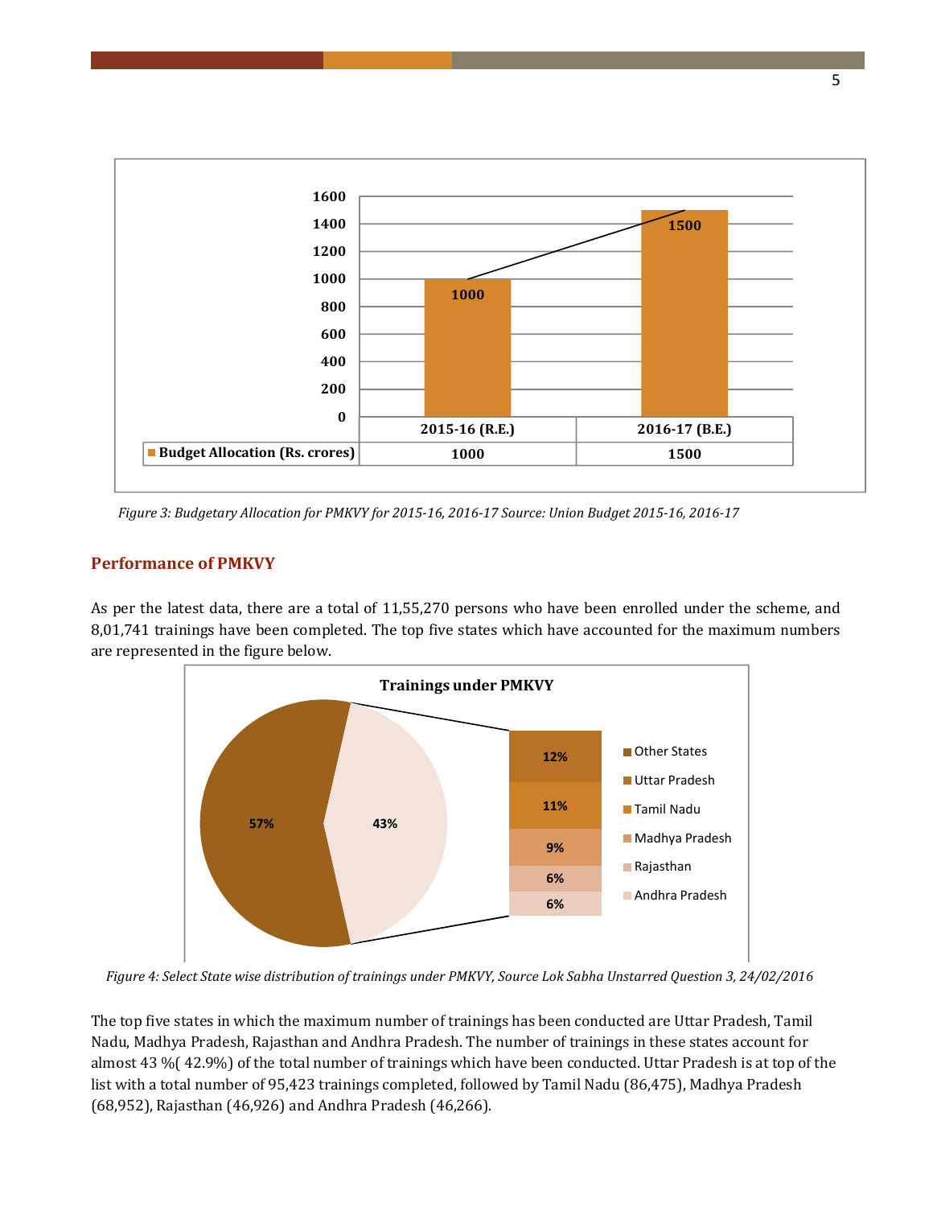| | 2015-16 (R.E.) | 2016-17 (B.E.) |
|---|---|---|
| Budget Allocation (Rs. crores) | 1000 | 1500 |

*Figure 3: Budgetary Allocation for PMKVY for 2015-16, 2016-17 Source: Union Budget 2015-16, 2016-17*

## Performance of PMKVY

As per the latest data, there are a total of 11,55,270 persons who have been enrolled under the scheme, and 8,01,741 trainings have been completed. The top five states which have accounted for the maximum numbers are represented in the figure below.

**Trainings under PMKVY**

| State | Share |
|---|---|
| Other States | 57% |
| Uttar Pradesh | 12% |
| Tamil Nadu | 11% |
| Madhya Pradesh | 9% |
| Rajasthan | 6% |
| Andhra Pradesh | 6% |

*Figure 4: Select State wise distribution of trainings under PMKVY, Source Lok Sabha Unstarred Question 3, 24/02/2016*

The top five states in which the maximum number of trainings has been conducted are Uttar Pradesh, Tamil Nadu, Madhya Pradesh, Rajasthan and Andhra Pradesh. The number of trainings in these states account for almost 43 %( 42.9%) of the total number of trainings which have been conducted. Uttar Pradesh is at top of the list with a total number of 95,423 trainings completed, followed by Tamil Nadu (86,475), Madhya Pradesh (68,952), Rajasthan (46,926) and Andhra Pradesh (46,266).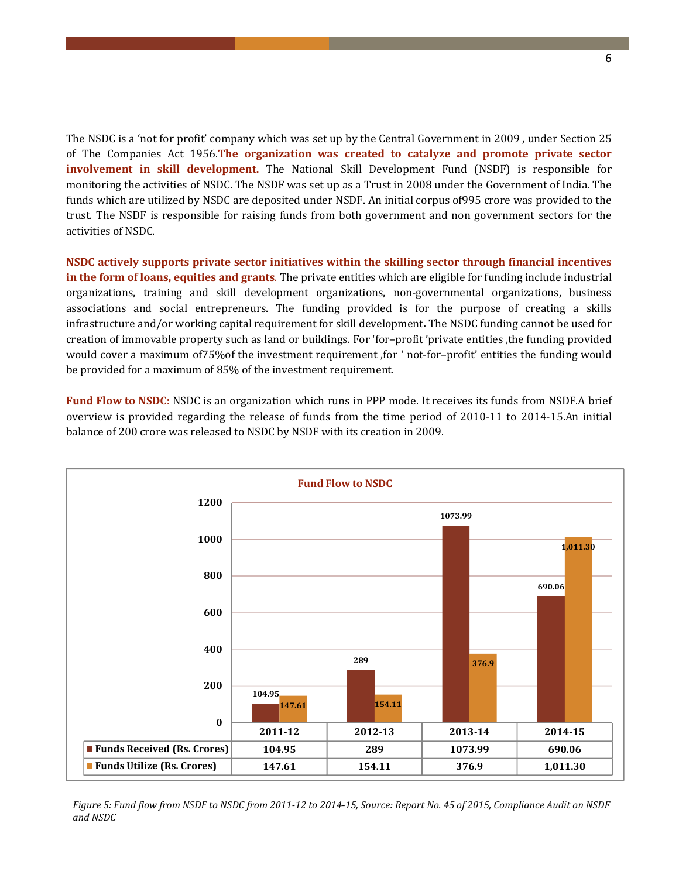The NSDC is a 'not for profit' company which was set up by the Central Government in 2009 , under Section 25 of The Companies Act 1956.**The organization was created to catalyze and promote private sector involvement in skill development.** The National Skill Development Fund (NSDF) is responsible for monitoring the activities of NSDC. The NSDF was set up as a Trust in 2008 under the Government of India. The funds which are utilized by NSDC are deposited under NSDF. An initial corpus of995 crore was provided to the trust. The NSDF is responsible for raising funds from both government and non government sectors for the activities of NSDC.

**NSDC actively supports private sector initiatives within the skilling sector through financial incentives in the form of loans, equities and grants**. The private entities which are eligible for funding include industrial organizations, training and skill development organizations, non-governmental organizations, business associations and social entrepreneurs. The funding provided is for the purpose of creating a skills infrastructure and/or working capital requirement for skill development**.** The NSDC funding cannot be used for creation of immovable property such as land or buildings. For 'for–profit 'private entities ,the funding provided would cover a maximum of75%of the investment requirement ,for ' not-for–profit' entities the funding would be provided for a maximum of 85% of the investment requirement.

**Fund Flow to NSDC:** NSDC is an organization which runs in PPP mode. It receives its funds from NSDF.A brief overview is provided regarding the release of funds from the time period of 2010-11 to 2014-15.An initial balance of 200 crore was released to NSDC by NSDF with its creation in 2009.

**Fund Flow to NSDC**

| | 2011-12 | 2012-13 | 2013-14 | 2014-15 |
|---|---|---|---|---|
| Funds Received (Rs. Crores) | 104.95 | 289 | 1073.99 | 690.06 |
| Funds Utilize (Rs. Crores) | 147.61 | 154.11 | 376.9 | 1,011.30 |

*Figure 5: Fund flow from NSDF to NSDC from 2011-12 to 2014-15, Source: Report No. 45 of 2015, Compliance Audit on NSDF and NSDC*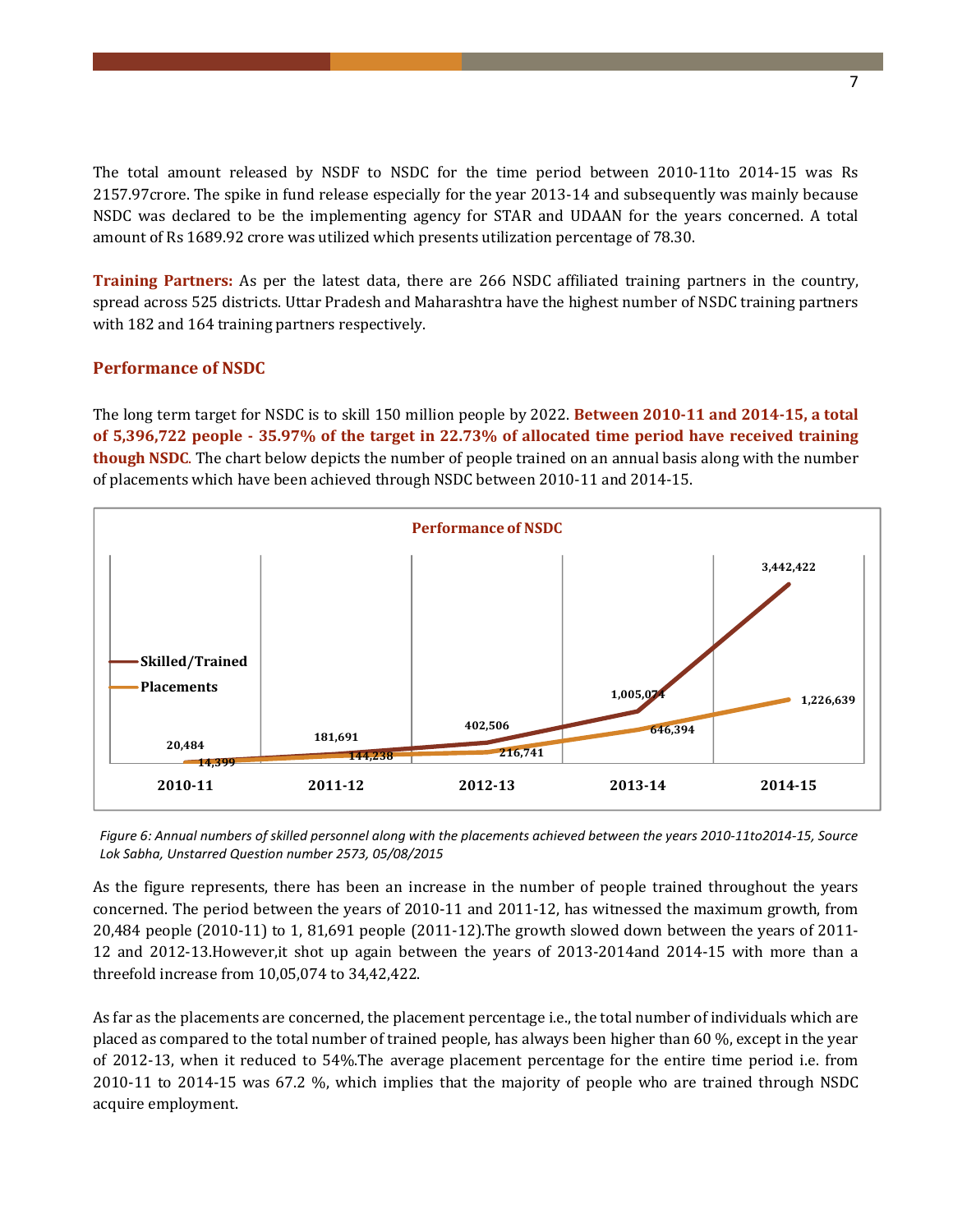The total amount released by NSDF to NSDC for the time period between 2010-11to 2014-15 was Rs 2157.97crore. The spike in fund release especially for the year 2013-14 and subsequently was mainly because NSDC was declared to be the implementing agency for STAR and UDAAN for the years concerned. A total amount of Rs 1689.92 crore was utilized which presents utilization percentage of 78.30.

**Training Partners:** As per the latest data, there are 266 NSDC affiliated training partners in the country, spread across 525 districts. Uttar Pradesh and Maharashtra have the highest number of NSDC training partners with 182 and 164 training partners respectively.

## Performance of NSDC

The long term target for NSDC is to skill 150 million people by 2022. **Between 2010-11 and 2014-15, a total of 5,396,722 people - 35.97% of the target in 22.73% of allocated time period have received training though NSDC**. The chart below depicts the number of people trained on an annual basis along with the number of placements which have been achieved through NSDC between 2010-11 and 2014-15.

**Performance of NSDC**

| | 2010-11 | 2011-12 | 2012-13 | 2013-14 | 2014-15 |
|---|---|---|---|---|---|
| Skilled/Trained | 20,484 | 181,691 | 402,506 | 1,005,074 | 3,442,422 |
| Placements | 14,399 | 144,238 | 216,741 | 646,394 | 1,226,639 |

*Figure 6: Annual numbers of skilled personnel along with the placements achieved between the years 2010-11to2014-15, Source Lok Sabha, Unstarred Question number 2573, 05/08/2015*

As the figure represents, there has been an increase in the number of people trained throughout the years concerned. The period between the years of 2010-11 and 2011-12, has witnessed the maximum growth, from 20,484 people (2010-11) to 1, 81,691 people (2011-12).The growth slowed down between the years of 2011-12 and 2012-13.However,it shot up again between the years of 2013-2014and 2014-15 with more than a threefold increase from 10,05,074 to 34,42,422.

As far as the placements are concerned, the placement percentage i.e., the total number of individuals which are placed as compared to the total number of trained people, has always been higher than 60 %, except in the year of 2012-13, when it reduced to 54%.The average placement percentage for the entire time period i.e. from 2010-11 to 2014-15 was 67.2 %, which implies that the majority of people who are trained through NSDC acquire employment.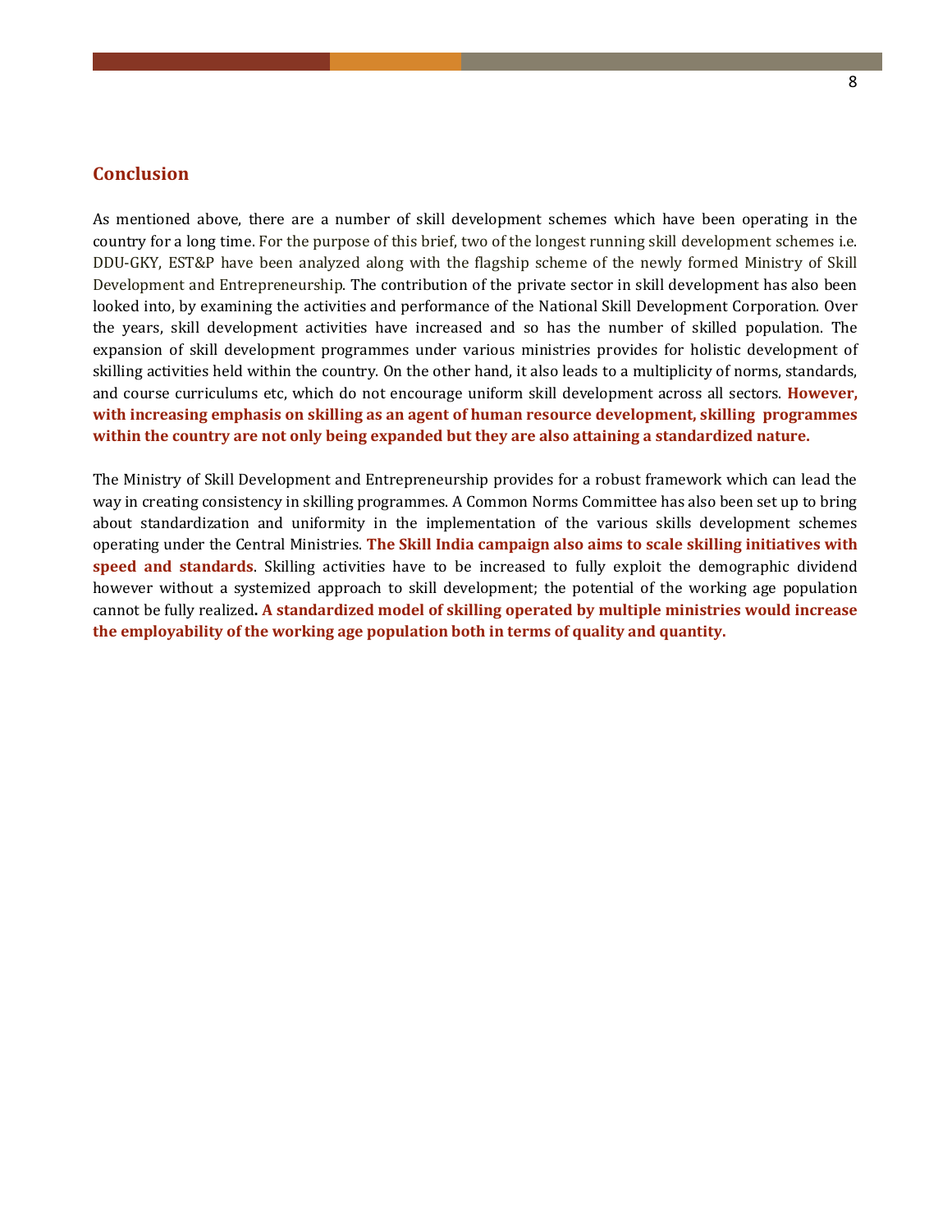## Conclusion

As mentioned above, there are a number of skill development schemes which have been operating in the country for a long time. For the purpose of this brief, two of the longest running skill development schemes i.e. DDU-GKY, EST&P have been analyzed along with the flagship scheme of the newly formed Ministry of Skill Development and Entrepreneurship. The contribution of the private sector in skill development has also been looked into, by examining the activities and performance of the National Skill Development Corporation. Over the years, skill development activities have increased and so has the number of skilled population. The expansion of skill development programmes under various ministries provides for holistic development of skilling activities held within the country. On the other hand, it also leads to a multiplicity of norms, standards, and course curriculums etc, which do not encourage uniform skill development across all sectors. **However, with increasing emphasis on skilling as an agent of human resource development, skilling programmes within the country are not only being expanded but they are also attaining a standardized nature.**

The Ministry of Skill Development and Entrepreneurship provides for a robust framework which can lead the way in creating consistency in skilling programmes. A Common Norms Committee has also been set up to bring about standardization and uniformity in the implementation of the various skills development schemes operating under the Central Ministries. **The Skill India campaign also aims to scale skilling initiatives with speed and standards**. Skilling activities have to be increased to fully exploit the demographic dividend however without a systemized approach to skill development; the potential of the working age population cannot be fully realized**. A standardized model of skilling operated by multiple ministries would increase the employability of the working age population both in terms of quality and quantity.**